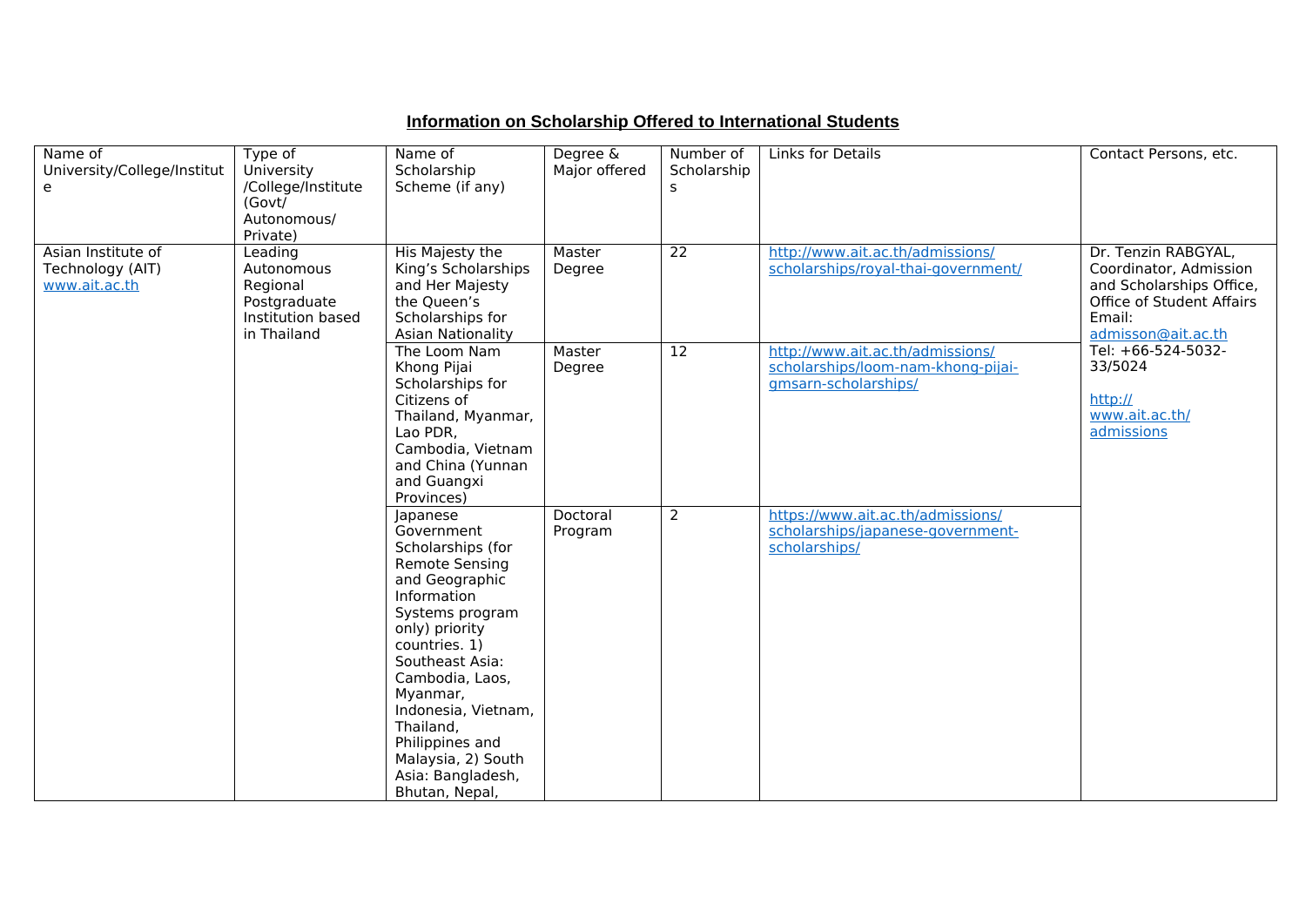**Information on Scholarship Offered to International Students**

| Name of University/College/Institute | Type of University /College/Institute (Govt/ Autonomous/ Private) | Name of Scholarship Scheme (if any) | Degree & Major offered | Number of Scholarships | Links for Details | Contact Persons, etc. |
|---|---|---|---|---|---|---|
| Asian Institute of Technology (AIT) www.ait.ac.th | Leading Autonomous Regional Postgraduate Institution based in Thailand | His Majesty the King's Scholarships and Her Majesty the Queen's Scholarships for Asian Nationality | Master Degree | 22 | http://www.ait.ac.th/admissions/scholarships/royal-thai-government/ | Dr. Tenzin RABGYAL, Coordinator, Admission and Scholarships Office, Office of Student Affairs Email: admisson@ait.ac.th Tel: +66-524-5032-33/5024 http://www.ait.ac.th/admissions |
| | | The Loom Nam Khong Pijai Scholarships for Citizens of Thailand, Myanmar, Lao PDR, Cambodia, Vietnam and China (Yunnan and Guangxi Provinces) | Master Degree | 12 | http://www.ait.ac.th/admissions/scholarships/loom-nam-khong-pijai-gmsarn-scholarships/ | |
| | | Japanese Government Scholarships (for Remote Sensing and Geographic Information Systems program only) priority countries. 1) Southeast Asia: Cambodia, Laos, Myanmar, Indonesia, Vietnam, Thailand, Philippines and Malaysia, 2) South Asia: Bangladesh, Bhutan, Nepal, | Doctoral Program | 2 | https://www.ait.ac.th/admissions/scholarships/japanese-government-scholarships/ | |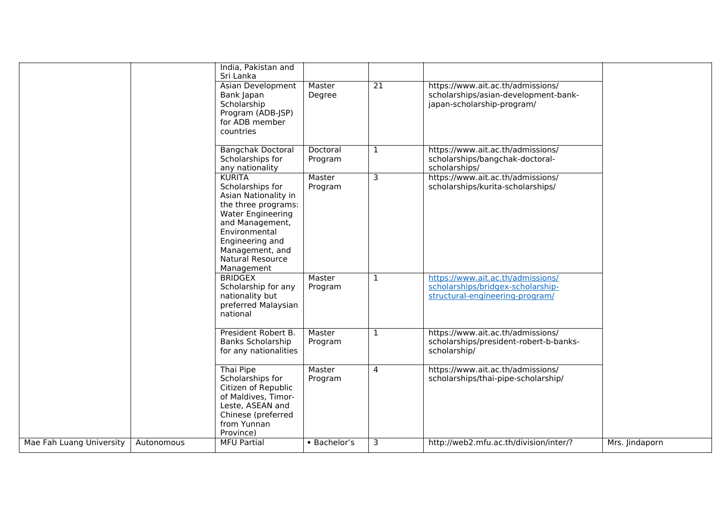| | | | | | | |
|---|---|---|---|---|---|---|
| | | India, Pakistan and Sri Lanka | | | | |
| | | Asian Development Bank Japan Scholarship Program (ADB-JSP) for ADB member countries | Master Degree | 21 | https://www.ait.ac.th/admissions/scholarships/asian-development-bank-japan-scholarship-program/ | |
| | | Bangchak Doctoral Scholarships for any nationality | Doctoral Program | 1 | https://www.ait.ac.th/admissions/scholarships/bangchak-doctoral-scholarships/ | |
| | | KURITA Scholarships for Asian Nationality in the three programs: Water Engineering and Management, Environmental Engineering and Management, and Natural Resource Management | Master Program | 3 | https://www.ait.ac.th/admissions/scholarships/kurita-scholarships/ | |
| | | BRIDGEX Scholarship for any nationality but preferred Malaysian national | Master Program | 1 | https://www.ait.ac.th/admissions/scholarships/bridgex-scholarship-structural-engineering-program/ | |
| | | President Robert B. Banks Scholarship for any nationalities | Master Program | 1 | https://www.ait.ac.th/admissions/scholarships/president-robert-b-banks-scholarship/ | |
| | | Thai Pipe Scholarships for Citizen of Republic of Maldives, Timor-Leste, ASEAN and Chinese (preferred from Yunnan Province) | Master Program | 4 | https://www.ait.ac.th/admissions/scholarships/thai-pipe-scholarship/ | |
| Mae Fah Luang University | Autonomous | MFU Partial | • Bachelor's | 3 | http://web2.mfu.ac.th/division/inter/? | Mrs. Jindaporn |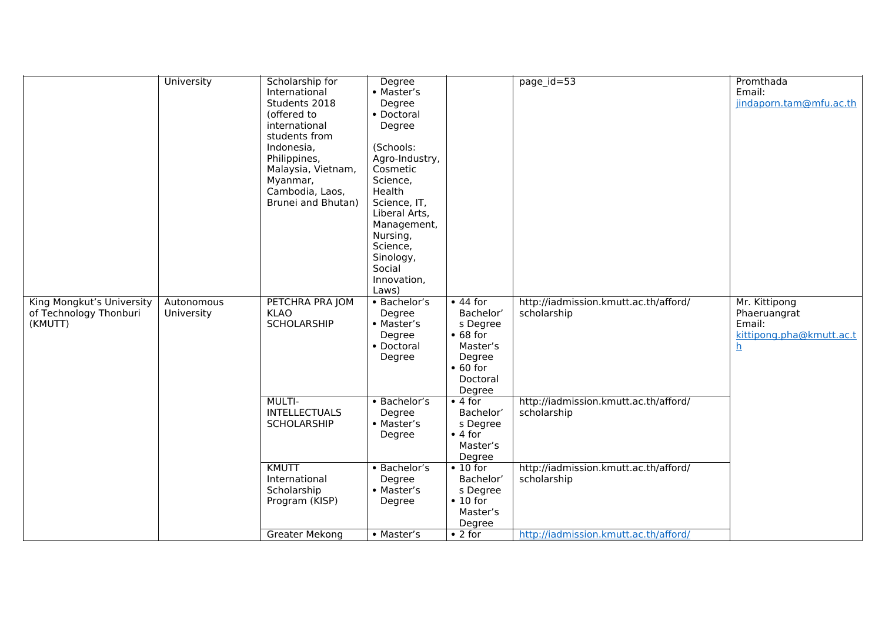|  |  |  |  |  |  |  |
|---|---|---|---|---|---|---|
|  | University | Scholarship for International Students 2018 (offered to international students from Indonesia, Philippines, Malaysia, Vietnam, Myanmar, Cambodia, Laos, Brunei and Bhutan) | Degree<br>• Master's Degree<br>• Doctoral Degree<br><br>(Schools: Agro-Industry, Cosmetic Science, Health Science, IT, Liberal Arts, Management, Nursing, Science, Sinology, Social Innovation, Laws) |  | page_id=53 | Promthada<br>Email:<br>jindaporn.tam@mfu.ac.th |
| King Mongkut's University of Technology Thonburi (KMUTT) | Autonomous University | PETCHRA PRA JOM KLAO SCHOLARSHIP | • Bachelor's Degree<br>• Master's Degree<br>• Doctoral Degree | • 44 for Bachelor's Degree<br>• 68 for Master's Degree<br>• 60 for Doctoral Degree | http://iadmission.kmutt.ac.th/afford/scholarship | Mr. Kittipong Phaeruangrat<br>Email:<br>kittipong.pha@kmutt.ac.th |
|  |  | MULTI-INTELLECTUALS SCHOLARSHIP | • Bachelor's Degree<br>• Master's Degree | • 4 for Bachelor's Degree<br>• 4 for Master's Degree | http://iadmission.kmutt.ac.th/afford/scholarship |  |
|  |  | KMUTT International Scholarship Program (KISP) | • Bachelor's Degree<br>• Master's Degree | • 10 for Bachelor's Degree<br>• 10 for Master's Degree | http://iadmission.kmutt.ac.th/afford/scholarship |  |
|  |  | Greater Mekong | • Master's | • 2 for | http://iadmission.kmutt.ac.th/afford/ |  |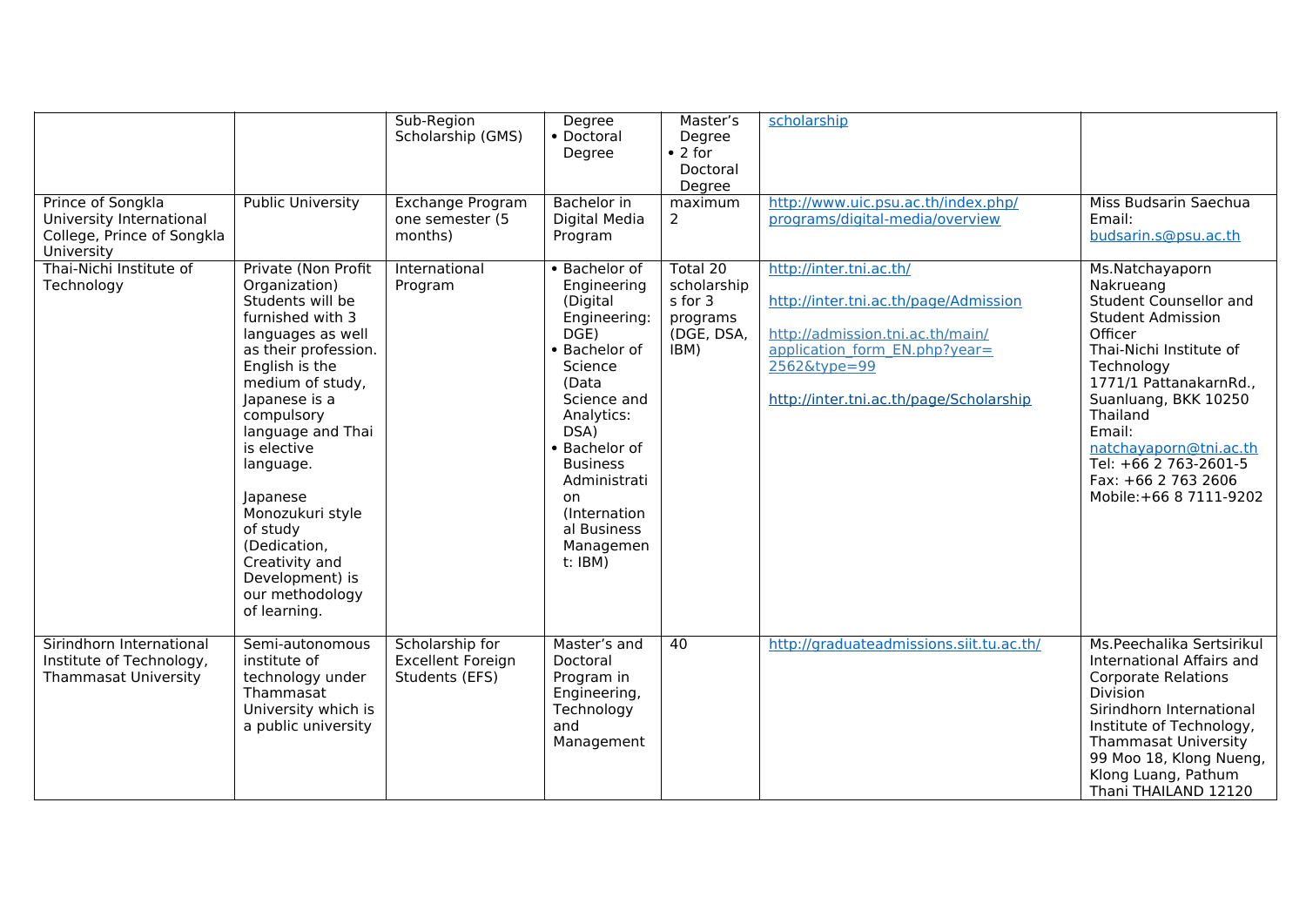| | | Sub-Region Scholarship (GMS) | Degree<br>• Doctoral Degree | Master's Degree<br>• 2 for Doctoral Degree | scholarship | |
|---|---|---|---|---|---|---|
| Prince of Songkla University International College, Prince of Songkla University | Public University | Exchange Program one semester (5 months) | Bachelor in Digital Media Program | maximum 2 | http://www.uic.psu.ac.th/index.php/programs/digital-media/overview | Miss Budsarin Saechua<br>Email: budsarin.s@psu.ac.th |
| Thai-Nichi Institute of Technology | Private (Non Profit Organization) Students will be furnished with 3 languages as well as their profession. English is the medium of study, Japanese is a compulsory language and Thai is elective language.<br><br>Japanese Monozukuri style of study (Dedication, Creativity and Development) is our methodology of learning. | International Program | • Bachelor of Engineering (Digital Engineering: DGE)<br>• Bachelor of Science (Data Science and Analytics: DSA)<br>• Bachelor of Business Administration (International Business Management: IBM) | Total 20 scholarships for 3 programs (DGE, DSA, IBM) | http://inter.tni.ac.th/<br><br>http://inter.tni.ac.th/page/Admission<br><br>http://admission.tni.ac.th/main/application_form_EN.php?year=2562&type=99<br><br>http://inter.tni.ac.th/page/Scholarship | Ms.Natchayaporn Nakrueang<br>Student Counsellor and Student Admission Officer<br>Thai-Nichi Institute of Technology<br>1771/1 PattanakarnRd., Suanluang, BKK 10250 Thailand<br>Email: natchayaporn@tni.ac.th<br>Tel: +66 2 763-2601-5<br>Fax: +66 2 763 2606<br>Mobile:+66 8 7111-9202 |
| Sirindhorn International Institute of Technology, Thammasat University | Semi-autonomous institute of technology under Thammasat University which is a public university | Scholarship for Excellent Foreign Students (EFS) | Master's and Doctoral Program in Engineering, Technology and Management | 40 | http://graduateadmissions.siit.tu.ac.th/ | Ms.Peechalika Sertsirikul<br>International Affairs and Corporate Relations Division<br>Sirindhorn International Institute of Technology, Thammasat University<br>99 Moo 18, Klong Nueng, Klong Luang, Pathum Thani THAILAND 12120 |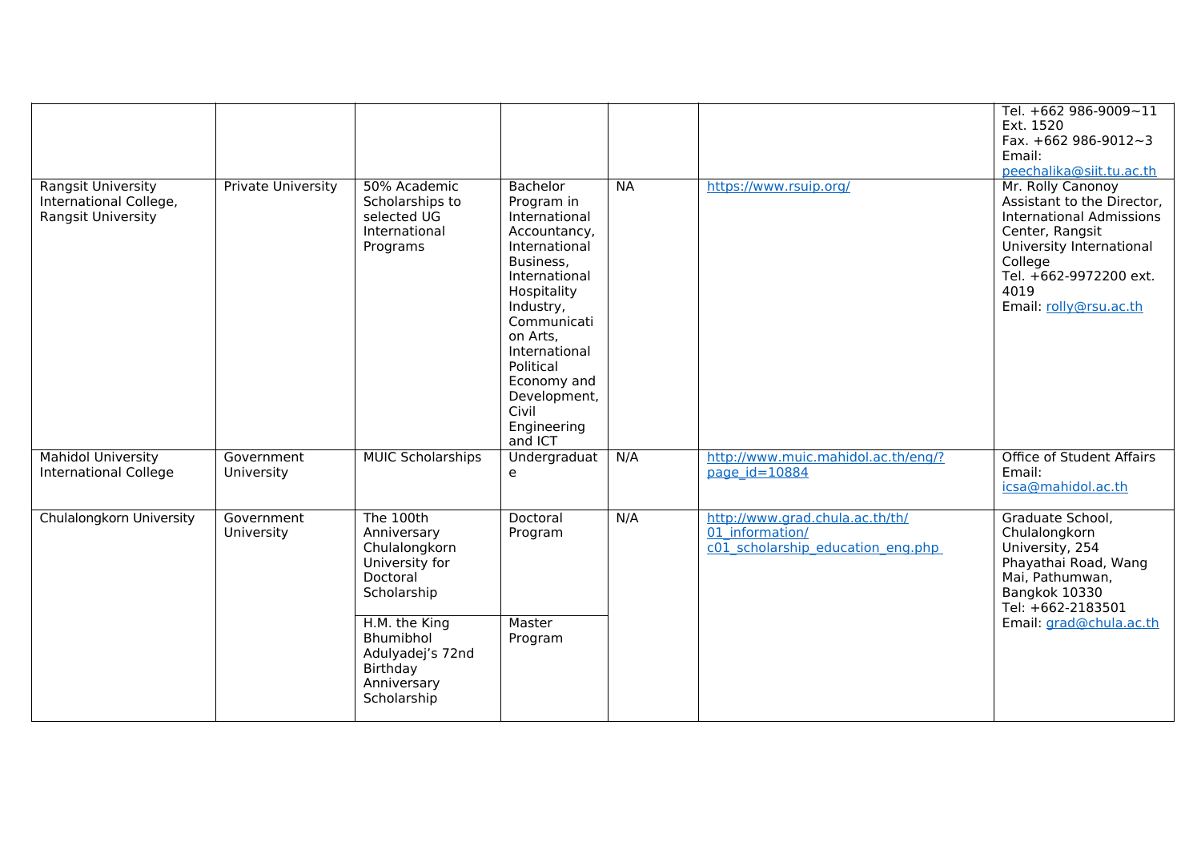|  |  |  |  |  |  | Tel. +662 986-9009~11 Ext. 1520<br>Fax. +662 986-9012~3<br>Email: peechalika@siit.tu.ac.th |
|---|---|---|---|---|---|---|
| Rangsit University International College, Rangsit University | Private University | 50% Academic Scholarships to selected UG International Programs | Bachelor Program in International Accountancy, International Business, International Hospitality Industry, Communication Arts, International Political Economy and Development, Civil Engineering and ICT | NA | https://www.rsuip.org/ | Mr. Rolly Canonoy<br>Assistant to the Director, International Admissions Center, Rangsit University International College<br>Tel. +662-9972200 ext. 4019<br>Email: rolly@rsu.ac.th |
| Mahidol University International College | Government University | MUIC Scholarships | Undergraduate | N/A | http://www.muic.mahidol.ac.th/eng/?page_id=10884 | Office of Student Affairs<br>Email: icsa@mahidol.ac.th |
| Chulalongkorn University | Government University | The 100th Anniversary Chulalongkorn University for Doctoral Scholarship | Doctoral Program | N/A | http://www.grad.chula.ac.th/th/01_information/c01_scholarship_education_eng.php | Graduate School, Chulalongkorn University, 254 Phayathai Road, Wang Mai, Pathumwan, Bangkok 10330<br>Tel: +662-2183501<br>Email: grad@chula.ac.th |
|  |  | H.M. the King Bhumibhol Adulyadej's 72nd Birthday Anniversary Scholarship | Master Program |  |  |  |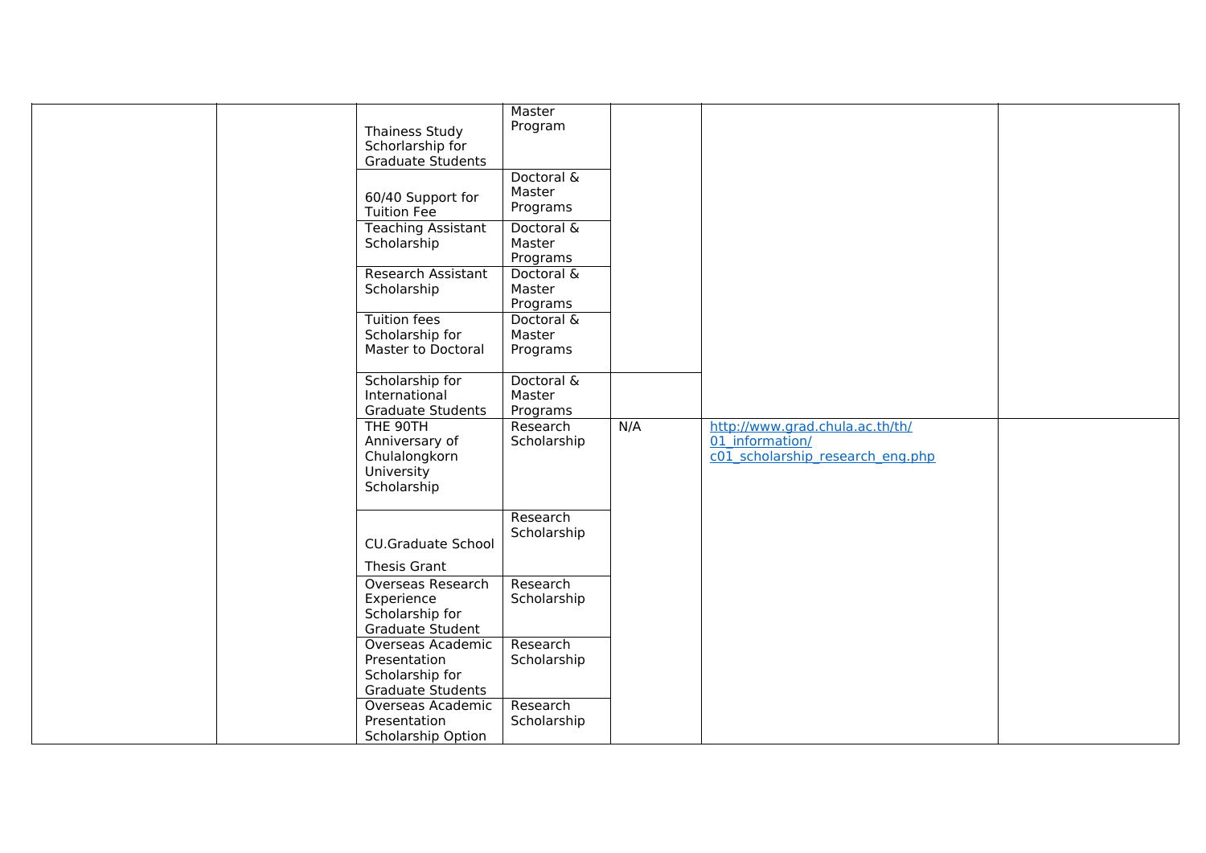| | | | | | | |
|---|---|---|---|---|---|---|
| | | Thainess Study Schorlarship for Graduate Students | Master Program | | | |
| | | 60/40 Support for Tuition Fee | Doctoral & Master Programs | | | |
| | | Teaching Assistant Scholarship | Doctoral & Master Programs | | | |
| | | Research Assistant Scholarship | Doctoral & Master Programs | | | |
| | | Tuition fees Scholarship for Master to Doctoral | Doctoral & Master Programs | | | |
| | | Scholarship for International Graduate Students | Doctoral & Master Programs | | | |
| | | THE 90TH Anniversary of Chulalongkorn University Scholarship | Research Scholarship | N/A | http://www.grad.chula.ac.th/th/01_information/c01_scholarship_research_eng.php | |
| | | CU.Graduate School Thesis Grant | Research Scholarship | | | |
| | | Overseas Research Experience Scholarship for Graduate Student | Research Scholarship | | | |
| | | Overseas Academic Presentation Scholarship for Graduate Students | Research Scholarship | | | |
| | | Overseas Academic Presentation Scholarship Option | Research Scholarship | | | |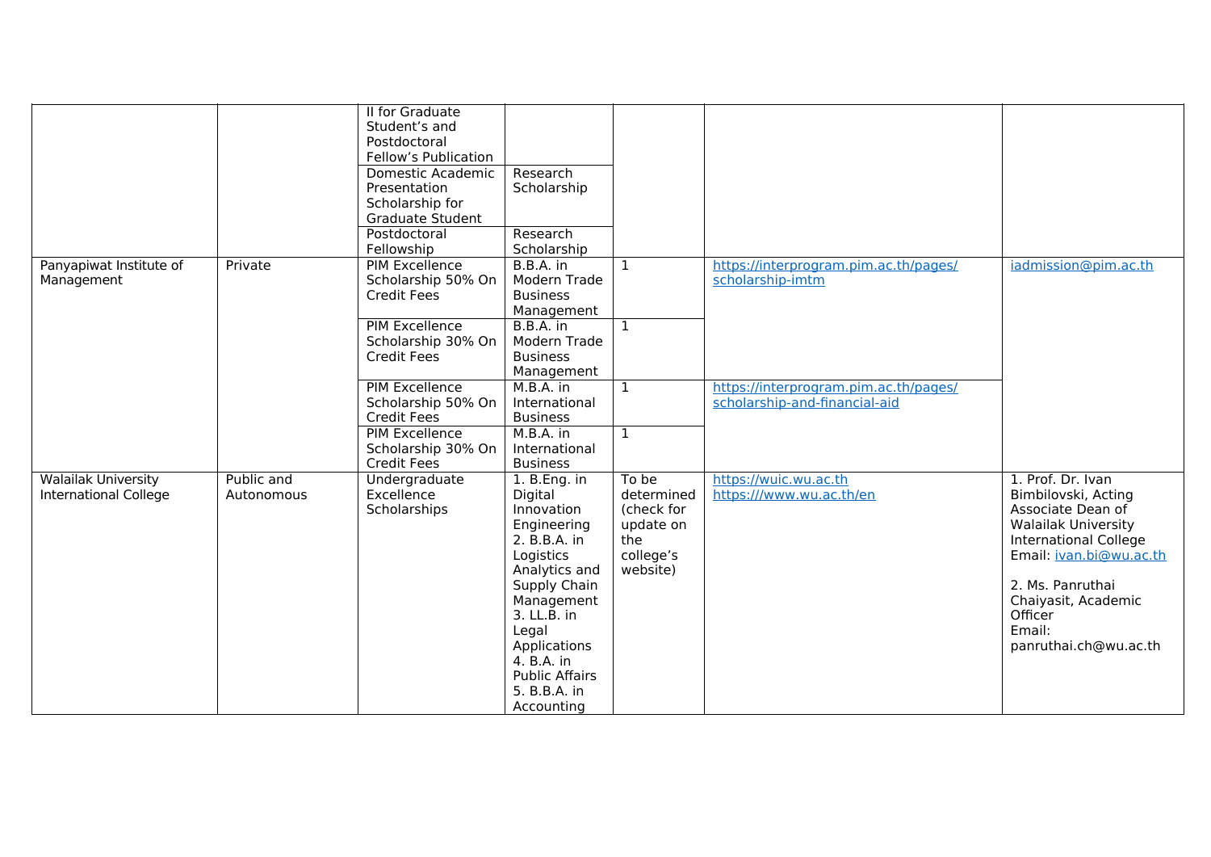| | | | | | | |
|---|---|---|---|---|---|---|
| | | II for Graduate Student's and Postdoctoral Fellow's Publication | | | | |
| | | Domestic Academic Presentation Scholarship for Graduate Student | Research Scholarship | | | |
| | | Postdoctoral Fellowship | Research Scholarship | | | |
| Panyapiwat Institute of Management | Private | PIM Excellence Scholarship 50% On Credit Fees | B.B.A. in Modern Trade Business Management | 1 | https://interprogram.pim.ac.th/pages/scholarship-imtm | iadmission@pim.ac.th |
| | | PIM Excellence Scholarship 30% On Credit Fees | B.B.A. in Modern Trade Business Management | 1 | | |
| | | PIM Excellence Scholarship 50% On Credit Fees | M.B.A. in International Business | 1 | https://interprogram.pim.ac.th/pages/scholarship-and-financial-aid | |
| | | PIM Excellence Scholarship 30% On Credit Fees | M.B.A. in International Business | 1 | | |
| Walailak University International College | Public and Autonomous | Undergraduate Excellence Scholarships | 1. B.Eng. in Digital Innovation Engineering<br>2. B.B.A. in Logistics Analytics and Supply Chain Management<br>3. LL.B. in Legal Applications<br>4. B.A. in Public Affairs<br>5. B.B.A. in Accounting | To be determined (check for update on the college's website) | https://wuic.wu.ac.th<br>https:///www.wu.ac.th/en | 1. Prof. Dr. Ivan Bimbilovski, Acting Associate Dean of Walailak University International College<br>Email: ivan.bi@wu.ac.th<br><br>2. Ms. Panruthai Chaiyasit, Academic Officer<br>Email: panruthai.ch@wu.ac.th |